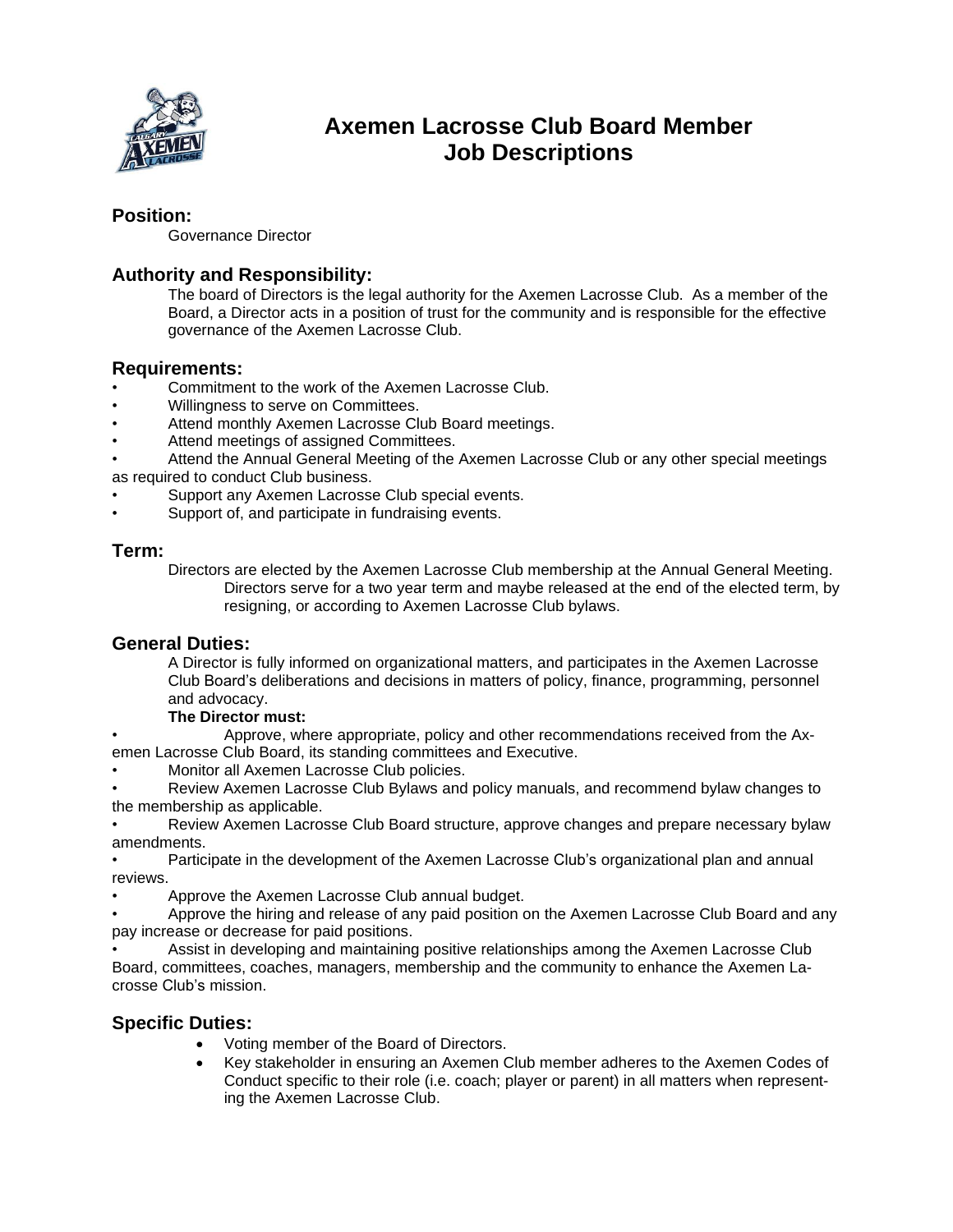# Axemen Lacrosse Club Board Member Job Descriptions

## Position:

Governance Director

## Authority and Responsibility:

The board of Directors is the legal authority for the Axemen Lacrosse Club. As a member of the Board, a Director acts in a position of trust for the community and is responsible for the effective governance of the Axemen Lacrosse Club.

## Requirements:

- Commitment to the work of the Axemen Lacrosse Club.
- Willingness to serve on Committees.
- Attend monthly Axemen Lacrosse Club Board meetings.
- Attend meetings of assigned Committees.
- Attend the Annual General Meeting of the Axemen Lacrosse Club or any other special meetings as required to conduct Club business.
- Support any Axemen Lacrosse Club special events.
- Support of, and participate in fundraising events.

## Term:

Directors are elected by the Axemen Lacrosse Club membership at the Annual General Meeting. Directors serve for a two year term and maybe released at the end of the elected term, by resigning, or according to Axemen Lacrosse Club bylaws.

## General Duties:

A Director is fully informed on organizational matters, and participates in the Axemen Lacrosse Club Board's deliberations and decisions in matters of policy, finance, programming, personnel and advocacy.

**The Director must:**

- Approve, where appropriate, policy and other recommendations received from the Axemen Lacrosse Club Board, its standing committees and Executive.
- Monitor all Axemen Lacrosse Club policies.
- Review Axemen Lacrosse Club Bylaws and policy manuals, and recommend bylaw changes to the membership as applicable.
- Review Axemen Lacrosse Club Board structure, approve changes and prepare necessary bylaw amendments.
- Participate in the development of the Axemen Lacrosse Club's organizational plan and annual reviews.
- Approve the Axemen Lacrosse Club annual budget.
- Approve the hiring and release of any paid position on the Axemen Lacrosse Club Board and any pay increase or decrease for paid positions.
- Assist in developing and maintaining positive relationships among the Axemen Lacrosse Club Board, committees, coaches, managers, membership and the community to enhance the Axemen Lacrosse Club's mission.

## Specific Duties:

- Voting member of the Board of Directors.
- Key stakeholder in ensuring an Axemen Club member adheres to the Axemen Codes of Conduct specific to their role (i.e. coach; player or parent) in all matters when representing the Axemen Lacrosse Club.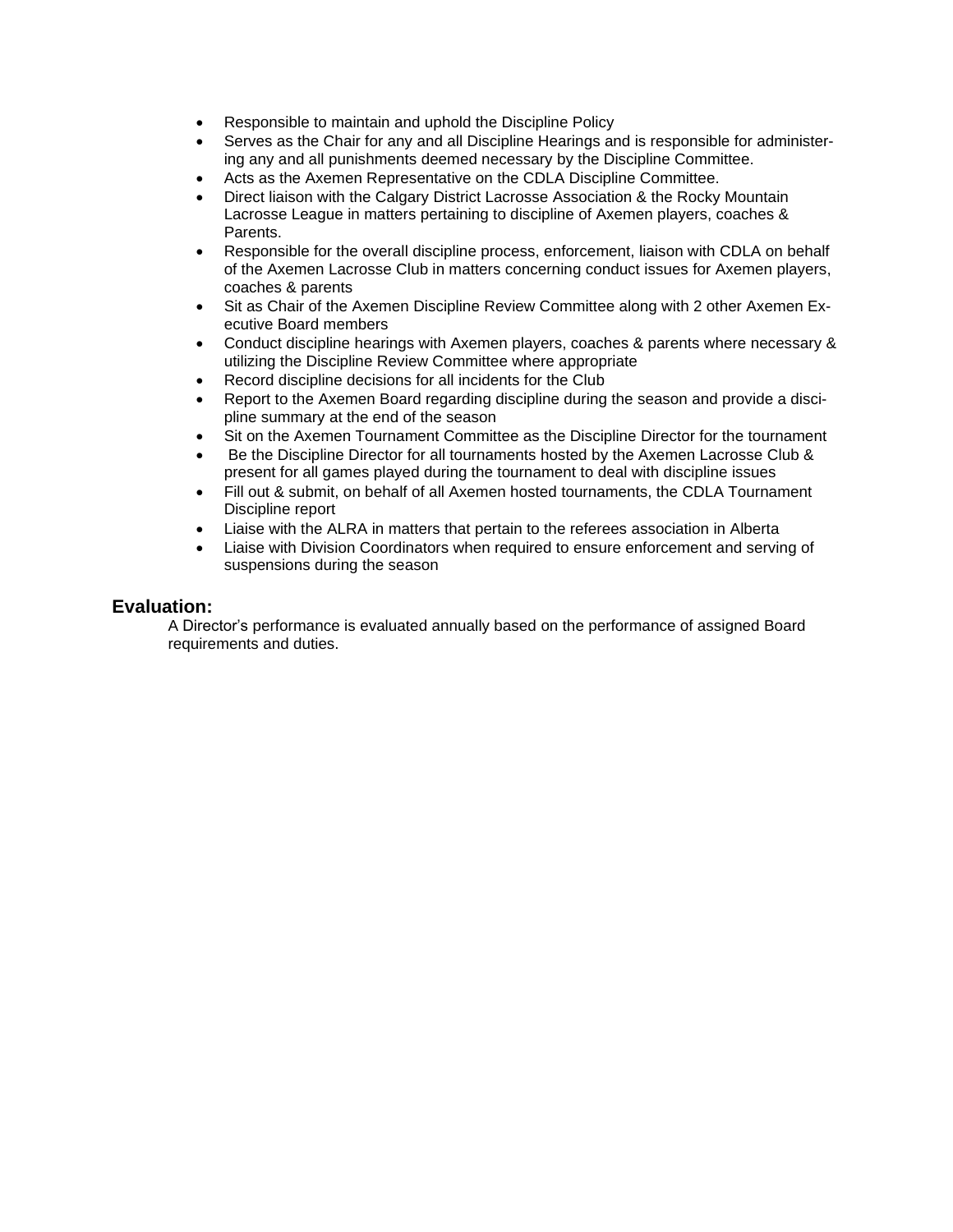- Responsible to maintain and uphold the Discipline Policy
- Serves as the Chair for any and all Discipline Hearings and is responsible for administering any and all punishments deemed necessary by the Discipline Committee.
- Acts as the Axemen Representative on the CDLA Discipline Committee.
- Direct liaison with the Calgary District Lacrosse Association & the Rocky Mountain Lacrosse League in matters pertaining to discipline of Axemen players, coaches & Parents.
- Responsible for the overall discipline process, enforcement, liaison with CDLA on behalf of the Axemen Lacrosse Club in matters concerning conduct issues for Axemen players, coaches & parents
- Sit as Chair of the Axemen Discipline Review Committee along with 2 other Axemen Executive Board members
- Conduct discipline hearings with Axemen players, coaches & parents where necessary & utilizing the Discipline Review Committee where appropriate
- Record discipline decisions for all incidents for the Club
- Report to the Axemen Board regarding discipline during the season and provide a discipline summary at the end of the season
- Sit on the Axemen Tournament Committee as the Discipline Director for the tournament
- Be the Discipline Director for all tournaments hosted by the Axemen Lacrosse Club & present for all games played during the tournament to deal with discipline issues
- Fill out & submit, on behalf of all Axemen hosted tournaments, the CDLA Tournament Discipline report
- Liaise with the ALRA in matters that pertain to the referees association in Alberta
- Liaise with Division Coordinators when required to ensure enforcement and serving of suspensions during the season

## Evaluation:

A Director's performance is evaluated annually based on the performance of assigned Board requirements and duties.